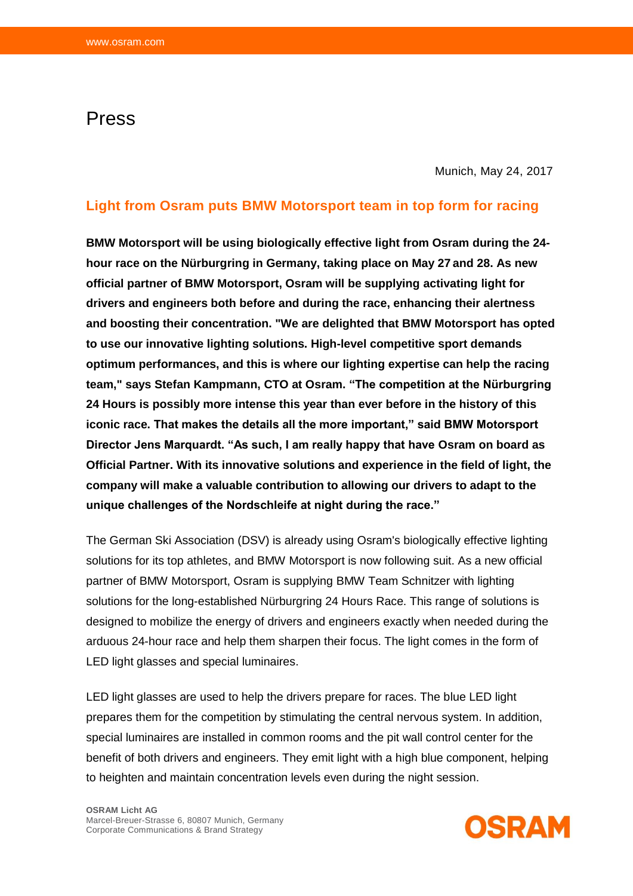# Press

Munich, May 24, 2017

## Light from Osram puts BMW Motorsport team in top form for racing

**BMW Motorsport will be using biologically effective light from Osram during the 24-hour race on the Nürburgring in Germany, taking place on May 27 and 28. As new official partner of BMW Motorsport, Osram will be supplying activating light for drivers and engineers both before and during the race, enhancing their alertness and boosting their concentration. "We are delighted that BMW Motorsport has opted to use our innovative lighting solutions. High-level competitive sport demands optimum performances, and this is where our lighting expertise can help the racing team," says Stefan Kampmann, CTO at Osram. "The competition at the Nürburgring 24 Hours is possibly more intense this year than ever before in the history of this iconic race. That makes the details all the more important," said BMW Motorsport Director Jens Marquardt. "As such, I am really happy that have Osram on board as Official Partner. With its innovative solutions and experience in the field of light, the company will make a valuable contribution to allowing our drivers to adapt to the unique challenges of the Nordschleife at night during the race."**

The German Ski Association (DSV) is already using Osram's biologically effective lighting solutions for its top athletes, and BMW Motorsport is now following suit. As a new official partner of BMW Motorsport, Osram is supplying BMW Team Schnitzer with lighting solutions for the long-established Nürburgring 24 Hours Race. This range of solutions is designed to mobilize the energy of drivers and engineers exactly when needed during the arduous 24-hour race and help them sharpen their focus. The light comes in the form of LED light glasses and special luminaires.

LED light glasses are used to help the drivers prepare for races. The blue LED light prepares them for the competition by stimulating the central nervous system. In addition, special luminaires are installed in common rooms and the pit wall control center for the benefit of both drivers and engineers. They emit light with a high blue component, helping to heighten and maintain concentration levels even during the night session.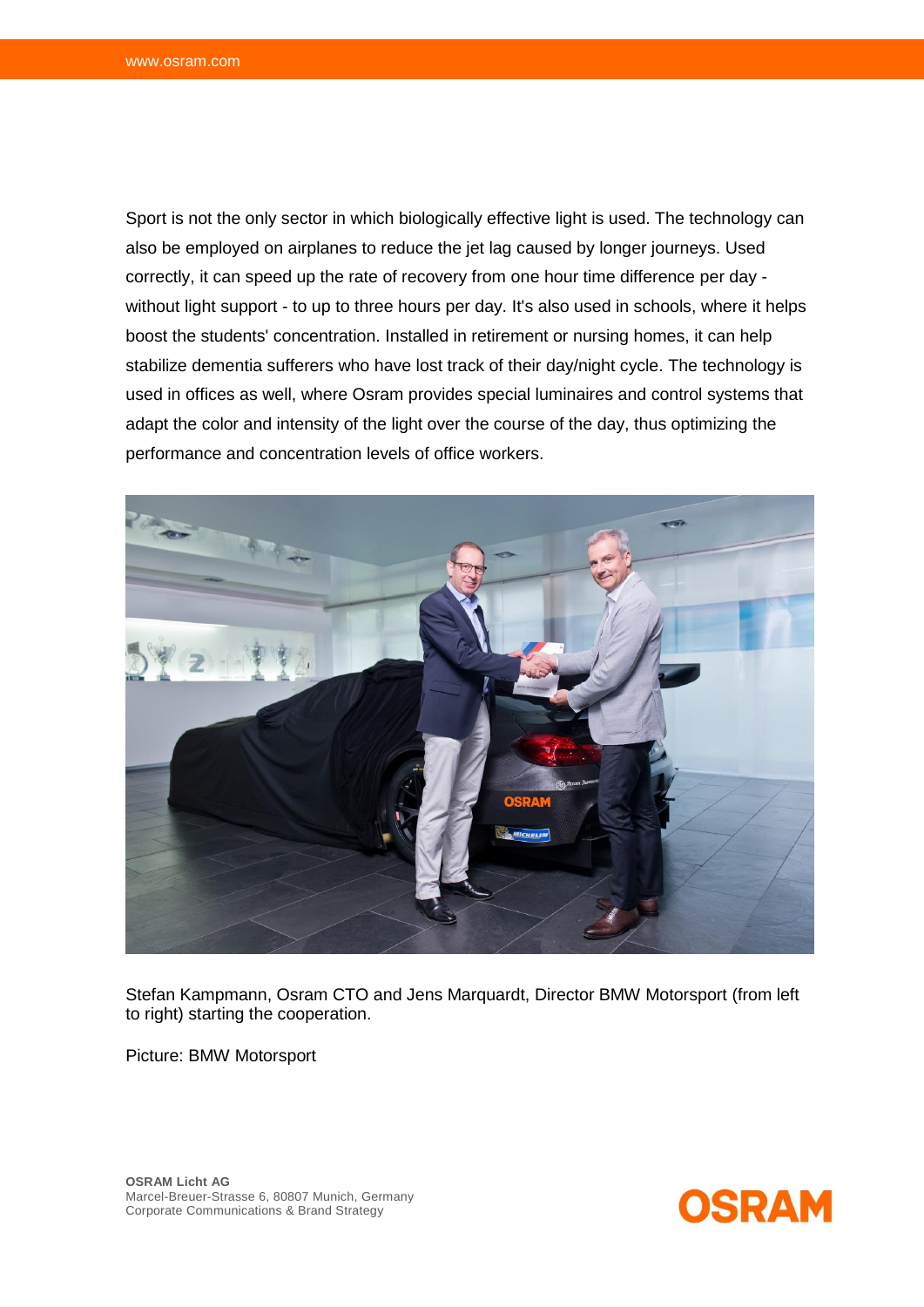Sport is not the only sector in which biologically effective light is used. The technology can also be employed on airplanes to reduce the jet lag caused by longer journeys. Used correctly, it can speed up the rate of recovery from one hour time difference per day - without light support - to up to three hours per day. It's also used in schools, where it helps boost the students' concentration. Installed in retirement or nursing homes, it can help stabilize dementia sufferers who have lost track of their day/night cycle. The technology is used in offices as well, where Osram provides special luminaires and control systems that adapt the color and intensity of the light over the course of the day, thus optimizing the performance and concentration levels of office workers.

Stefan Kampmann, Osram CTO and Jens Marquardt, Director BMW Motorsport (from left to right) starting the cooperation.

Picture: BMW Motorsport

**OSRAM Licht AG**
Marcel-Breuer-Strasse 6, 80807 Munich, Germany
Corporate Communications & Brand Strategy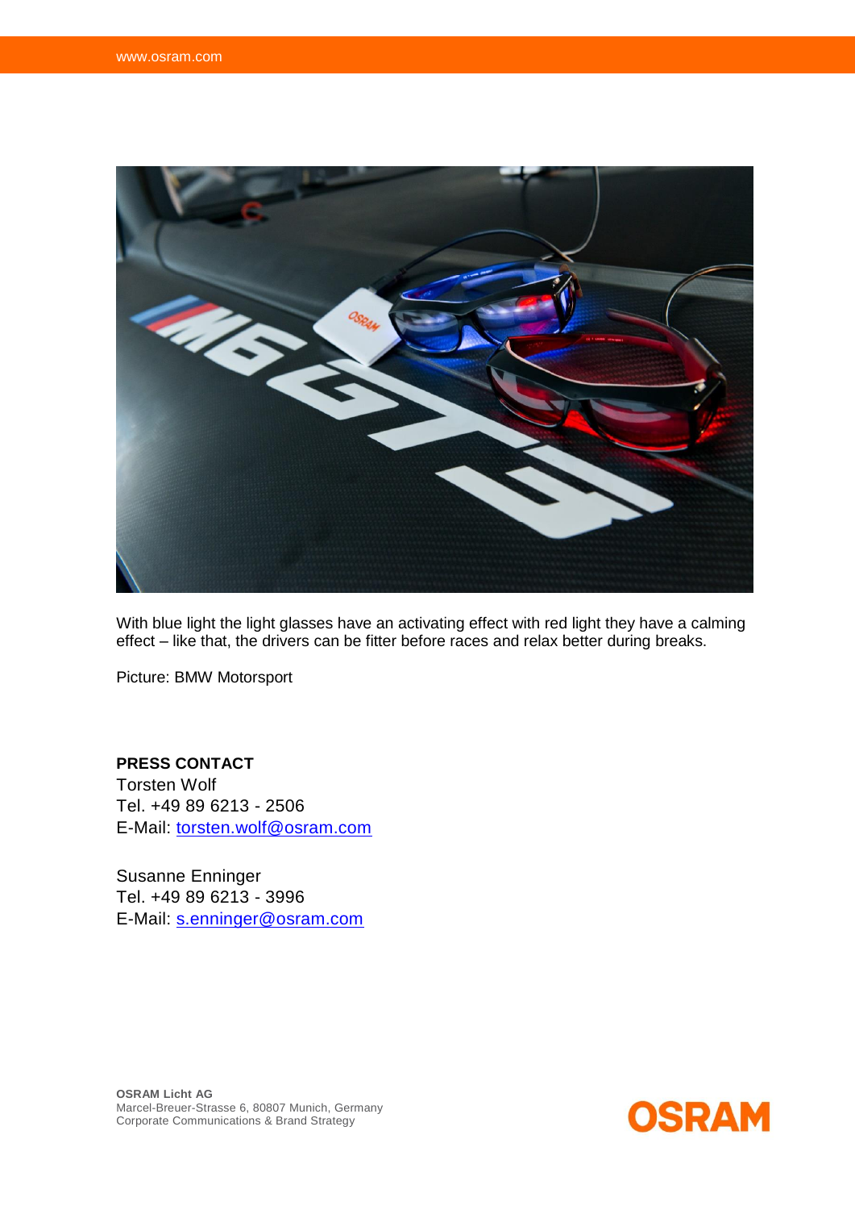With blue light the light glasses have an activating effect with red light they have a calming effect – like that, the drivers can be fitter before races and relax better during breaks.

Picture: BMW Motorsport

**PRESS CONTACT**
Torsten Wolf
Tel. +49 89 6213 - 2506
E-Mail: torsten.wolf@osram.com

Susanne Enninger
Tel. +49 89 6213 - 3996
E-Mail: s.enninger@osram.com

**OSRAM Licht AG**
Marcel-Breuer-Strasse 6, 80807 Munich, Germany
Corporate Communications & Brand Strategy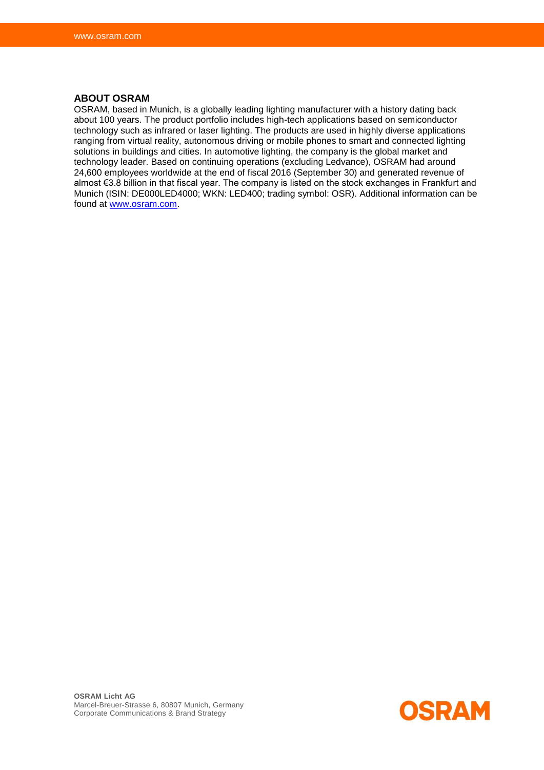## ABOUT OSRAM

OSRAM, based in Munich, is a globally leading lighting manufacturer with a history dating back about 100 years. The product portfolio includes high-tech applications based on semiconductor technology such as infrared or laser lighting. The products are used in highly diverse applications ranging from virtual reality, autonomous driving or mobile phones to smart and connected lighting solutions in buildings and cities. In automotive lighting, the company is the global market and technology leader. Based on continuing operations (excluding Ledvance), OSRAM had around 24,600 employees worldwide at the end of fiscal 2016 (September 30) and generated revenue of almost €3.8 billion in that fiscal year. The company is listed on the stock exchanges in Frankfurt and Munich (ISIN: DE000LED4000; WKN: LED400; trading symbol: OSR). Additional information can be found at www.osram.com.

**OSRAM Licht AG**
Marcel-Breuer-Strasse 6, 80807 Munich, Germany
Corporate Communications & Brand Strategy